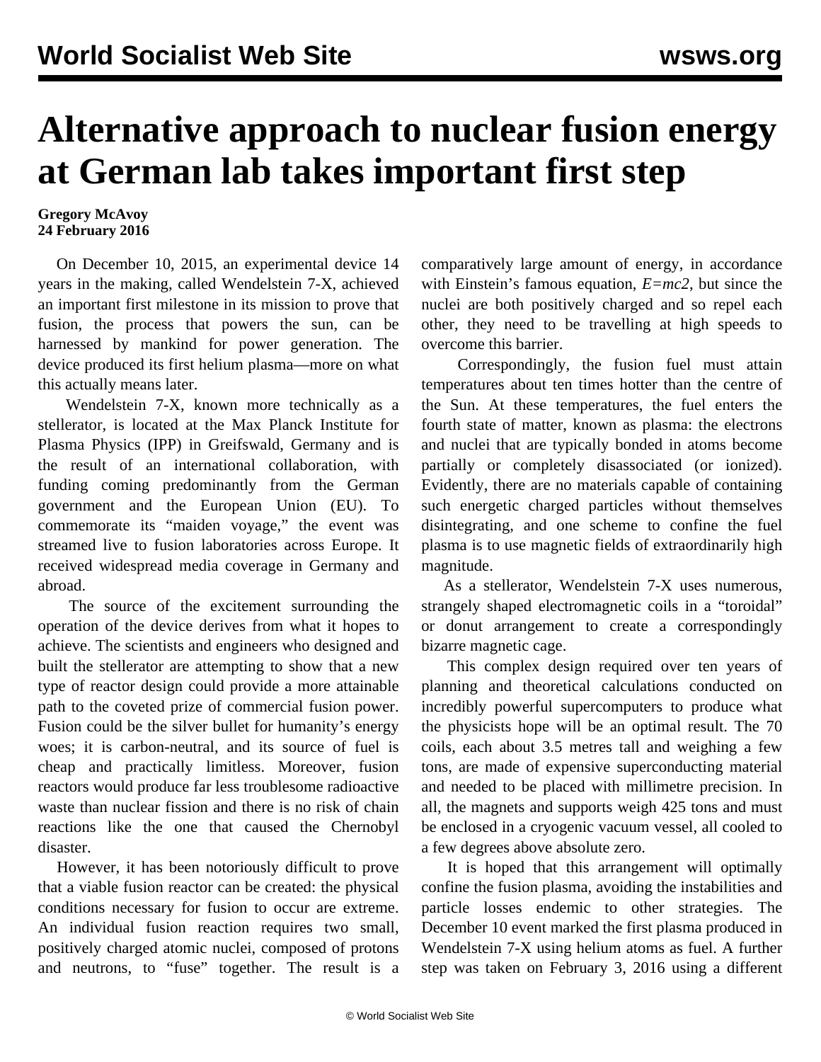# Alternative approach to nuclear fusion energy at German lab takes important first step

**Gregory McAvoy**
**24 February 2016**

On December 10, 2015, an experimental device 14 years in the making, called Wendelstein 7-X, achieved an important first milestone in its mission to prove that fusion, the process that powers the sun, can be harnessed by mankind for power generation. The device produced its first helium plasma—more on what this actually means later.

Wendelstein 7-X, known more technically as a stellerator, is located at the Max Planck Institute for Plasma Physics (IPP) in Greifswald, Germany and is the result of an international collaboration, with funding coming predominantly from the German government and the European Union (EU). To commemorate its "maiden voyage," the event was streamed live to fusion laboratories across Europe. It received widespread media coverage in Germany and abroad.

The source of the excitement surrounding the operation of the device derives from what it hopes to achieve. The scientists and engineers who designed and built the stellerator are attempting to show that a new type of reactor design could provide a more attainable path to the coveted prize of commercial fusion power. Fusion could be the silver bullet for humanity's energy woes; it is carbon-neutral, and its source of fuel is cheap and practically limitless. Moreover, fusion reactors would produce far less troublesome radioactive waste than nuclear fission and there is no risk of chain reactions like the one that caused the Chernobyl disaster.

However, it has been notoriously difficult to prove that a viable fusion reactor can be created: the physical conditions necessary for fusion to occur are extreme. An individual fusion reaction requires two small, positively charged atomic nuclei, composed of protons and neutrons, to "fuse" together. The result is a comparatively large amount of energy, in accordance with Einstein's famous equation, *E=mc2*, but since the nuclei are both positively charged and so repel each other, they need to be travelling at high speeds to overcome this barrier.

Correspondingly, the fusion fuel must attain temperatures about ten times hotter than the centre of the Sun. At these temperatures, the fuel enters the fourth state of matter, known as plasma: the electrons and nuclei that are typically bonded in atoms become partially or completely disassociated (or ionized). Evidently, there are no materials capable of containing such energetic charged particles without themselves disintegrating, and one scheme to confine the fuel plasma is to use magnetic fields of extraordinarily high magnitude.

As a stellerator, Wendelstein 7-X uses numerous, strangely shaped electromagnetic coils in a "toroidal" or donut arrangement to create a correspondingly bizarre magnetic cage.

This complex design required over ten years of planning and theoretical calculations conducted on incredibly powerful supercomputers to produce what the physicists hope will be an optimal result. The 70 coils, each about 3.5 metres tall and weighing a few tons, are made of expensive superconducting material and needed to be placed with millimetre precision. In all, the magnets and supports weigh 425 tons and must be enclosed in a cryogenic vacuum vessel, all cooled to a few degrees above absolute zero.

It is hoped that this arrangement will optimally confine the fusion plasma, avoiding the instabilities and particle losses endemic to other strategies. The December 10 event marked the first plasma produced in Wendelstein 7-X using helium atoms as fuel. A further step was taken on February 3, 2016 using a different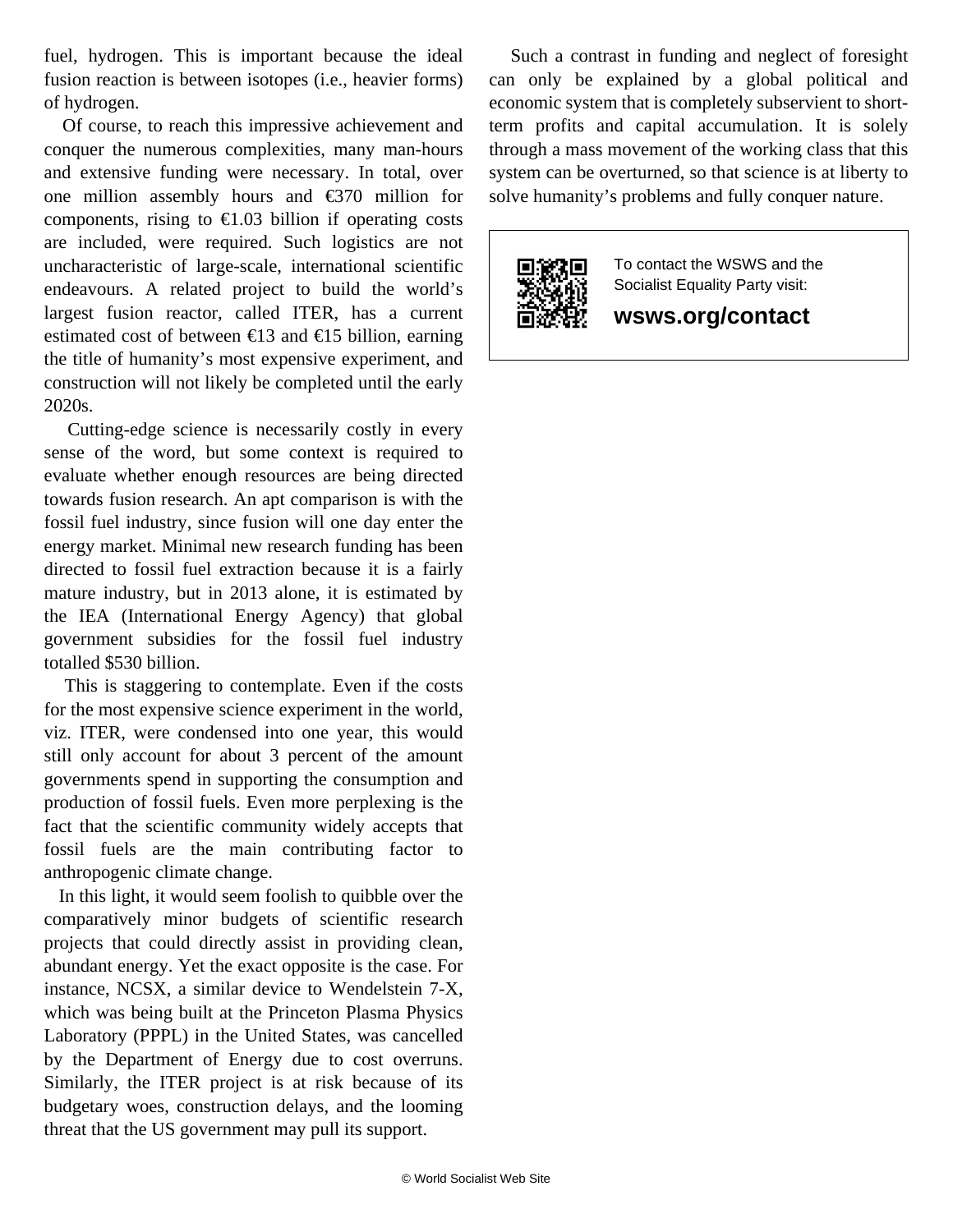fuel, hydrogen. This is important because the ideal fusion reaction is between isotopes (i.e., heavier forms) of hydrogen.

Of course, to reach this impressive achievement and conquer the numerous complexities, many man-hours and extensive funding were necessary. In total, over one million assembly hours and €370 million for components, rising to €1.03 billion if operating costs are included, were required. Such logistics are not uncharacteristic of large-scale, international scientific endeavours. A related project to build the world's largest fusion reactor, called ITER, has a current estimated cost of between €13 and €15 billion, earning the title of humanity's most expensive experiment, and construction will not likely be completed until the early 2020s.

Cutting-edge science is necessarily costly in every sense of the word, but some context is required to evaluate whether enough resources are being directed towards fusion research. An apt comparison is with the fossil fuel industry, since fusion will one day enter the energy market. Minimal new research funding has been directed to fossil fuel extraction because it is a fairly mature industry, but in 2013 alone, it is estimated by the IEA (International Energy Agency) that global government subsidies for the fossil fuel industry totalled $530 billion.

This is staggering to contemplate. Even if the costs for the most expensive science experiment in the world, viz. ITER, were condensed into one year, this would still only account for about 3 percent of the amount governments spend in supporting the consumption and production of fossil fuels. Even more perplexing is the fact that the scientific community widely accepts that fossil fuels are the main contributing factor to anthropogenic climate change.

In this light, it would seem foolish to quibble over the comparatively minor budgets of scientific research projects that could directly assist in providing clean, abundant energy. Yet the exact opposite is the case. For instance, NCSX, a similar device to Wendelstein 7-X, which was being built at the Princeton Plasma Physics Laboratory (PPPL) in the United States, was cancelled by the Department of Energy due to cost overruns. Similarly, the ITER project is at risk because of its budgetary woes, construction delays, and the looming threat that the US government may pull its support.

Such a contrast in funding and neglect of foresight can only be explained by a global political and economic system that is completely subservient to short-term profits and capital accumulation. It is solely through a mass movement of the working class that this system can be overturned, so that science is at liberty to solve humanity's problems and fully conquer nature.

To contact the WSWS and the Socialist Equality Party visit:

**wsws.org/contact**